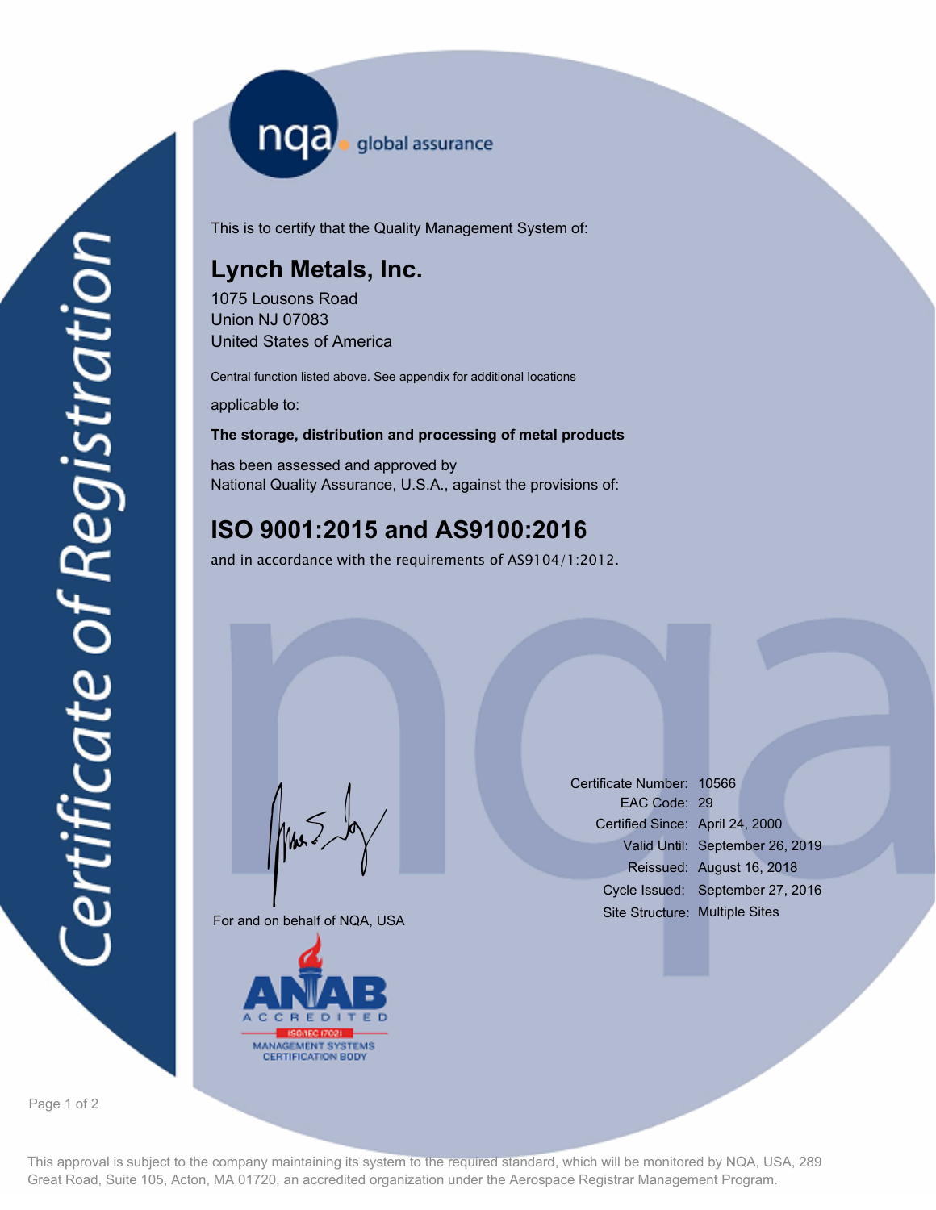# Certificate of Registration

nqa global assurance

This is to certify that the Quality Management System of:

## Lynch Metals, Inc.

1075 Lousons Road
Union NJ 07083
United States of America

Central function listed above. See appendix for additional locations

applicable to:

**The storage, distribution and processing of metal products**

has been assessed and approved by
National Quality Assurance, U.S.A., against the provisions of:

## ISO 9001:2015 and AS9100:2016

and in accordance with the requirements of AS9104/1:2012.

For and on behalf of NQA, USA

| | |
|---|---|
| Certificate Number: | 10566 |
| EAC Code: | 29 |
| Certified Since: | April 24, 2000 |
| Valid Until: | September 26, 2019 |
| Reissued: | August 16, 2018 |
| Cycle Issued: | September 27, 2016 |
| Site Structure: | Multiple Sites |

ANAB ACCREDITED
ISO/IEC 17021
MANAGEMENT SYSTEMS CERTIFICATION BODY

This approval is subject to the company maintaining its system to the required standard, which will be monitored by NQA, USA, 289 Great Road, Suite 105, Acton, MA 01720, an accredited organization under the Aerospace Registrar Management Program.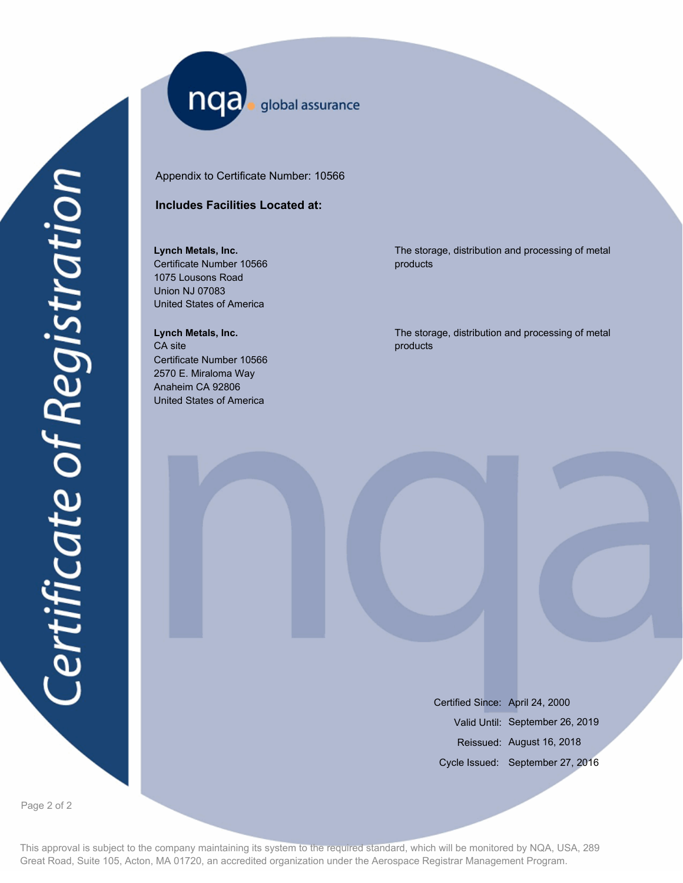Certificate of Registration

nqa global assurance

Appendix to Certificate Number: 10566

**Includes Facilities Located at:**

| | |
|---|---|
| **Lynch Metals, Inc.**<br>Certificate Number 10566<br>1075 Lousons Road<br>Union NJ 07083<br>United States of America | The storage, distribution and processing of metal products |
| **Lynch Metals, Inc.**<br>CA site<br>Certificate Number 10566<br>2570 E. Miraloma Way<br>Anaheim CA 92806<br>United States of America | The storage, distribution and processing of metal products |

Certified Since: April 24, 2000

Valid Until: September 26, 2019

Reissued: August 16, 2018

Cycle Issued: September 27, 2016

This approval is subject to the company maintaining its system to the required standard, which will be monitored by NQA, USA, 289 Great Road, Suite 105, Acton, MA 01720, an accredited organization under the Aerospace Registrar Management Program.